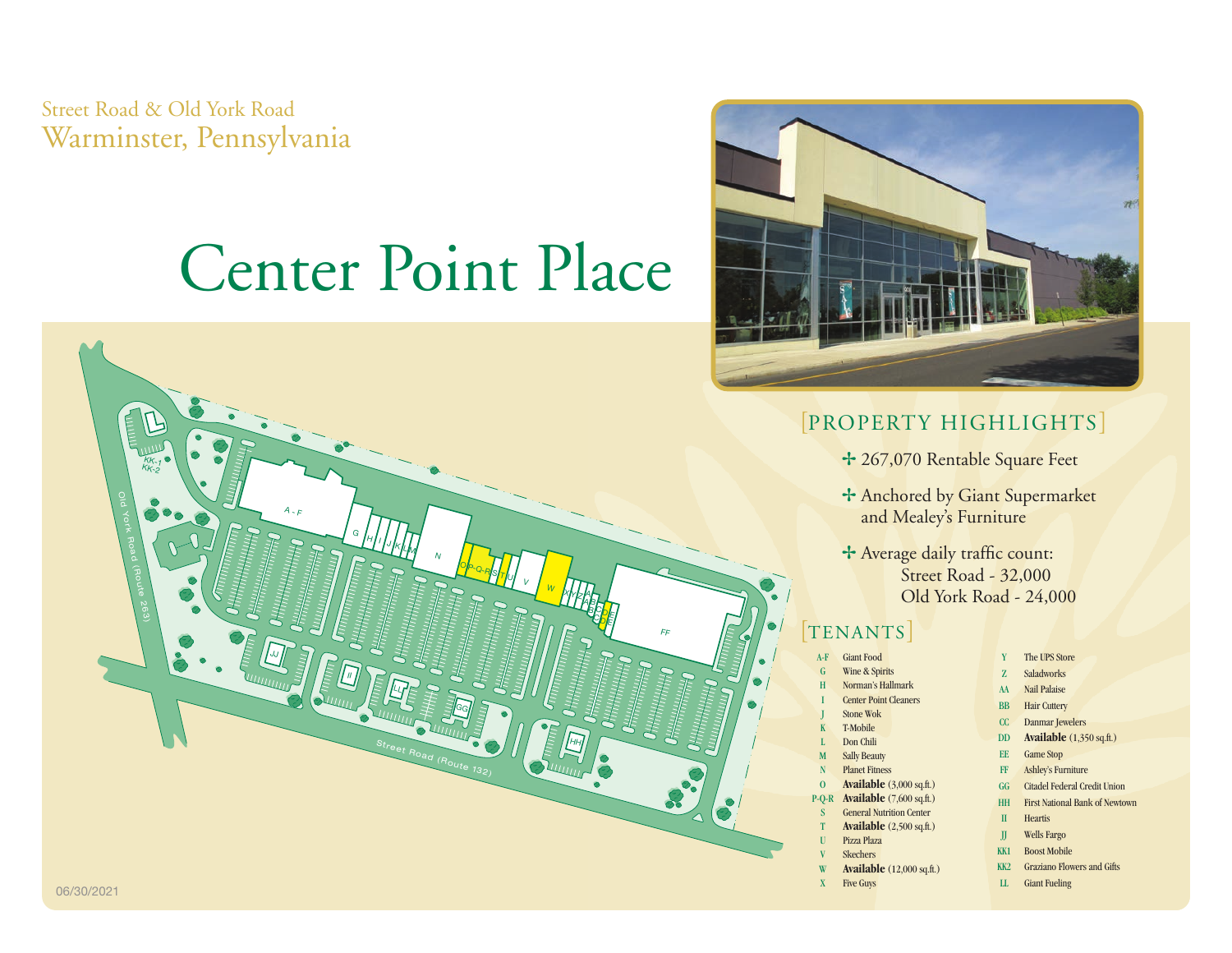Street Road & Old York Road
Warminster, Pennsylvania

# Center Point Place

## [PROPERTY HIGHLIGHTS]

- 267,070 Rentable Square Feet
- Anchored by Giant Supermarket and Mealey's Furniture
- Average daily traffic count:
  Street Road - 32,000
  Old York Road - 24,000

## [TENANTS]

| | |
|---|---|
| A-F | Giant Food |
| G | Wine & Spirits |
| H | Norman's Hallmark |
| I | Center Point Cleaners |
| J | Stone Wok |
| K | T-Mobile |
| L | Don Chili |
| M | Sally Beauty |
| N | Planet Fitness |
| O | **Available** (3,000 sq.ft.) |
| P-Q-R | **Available** (7,600 sq.ft.) |
| S | General Nutrition Center |
| T | **Available** (2,500 sq.ft.) |
| U | Pizza Plaza |
| V | Skechers |
| W | **Available** (12,000 sq.ft.) |
| X | Five Guys |
| Y | The UPS Store |
| Z | Saladworks |
| AA | Nail Palaise |
| BB | Hair Cuttery |
| CC | Danmar Jewelers |
| DD | **Available** (1,350 sq.ft.) |
| EE | Game Stop |
| FF | Ashley's Furniture |
| GG | Citadel Federal Credit Union |
| HH | First National Bank of Newtown |
| II | Heartis |
| JJ | Wells Fargo |
| KK1 | Boost Mobile |
| KK2 | Graziano Flowers and Gifts |
| LL | Giant Fueling |

Old York Road (Route 263)

Street Road (Route 132)

06/30/2021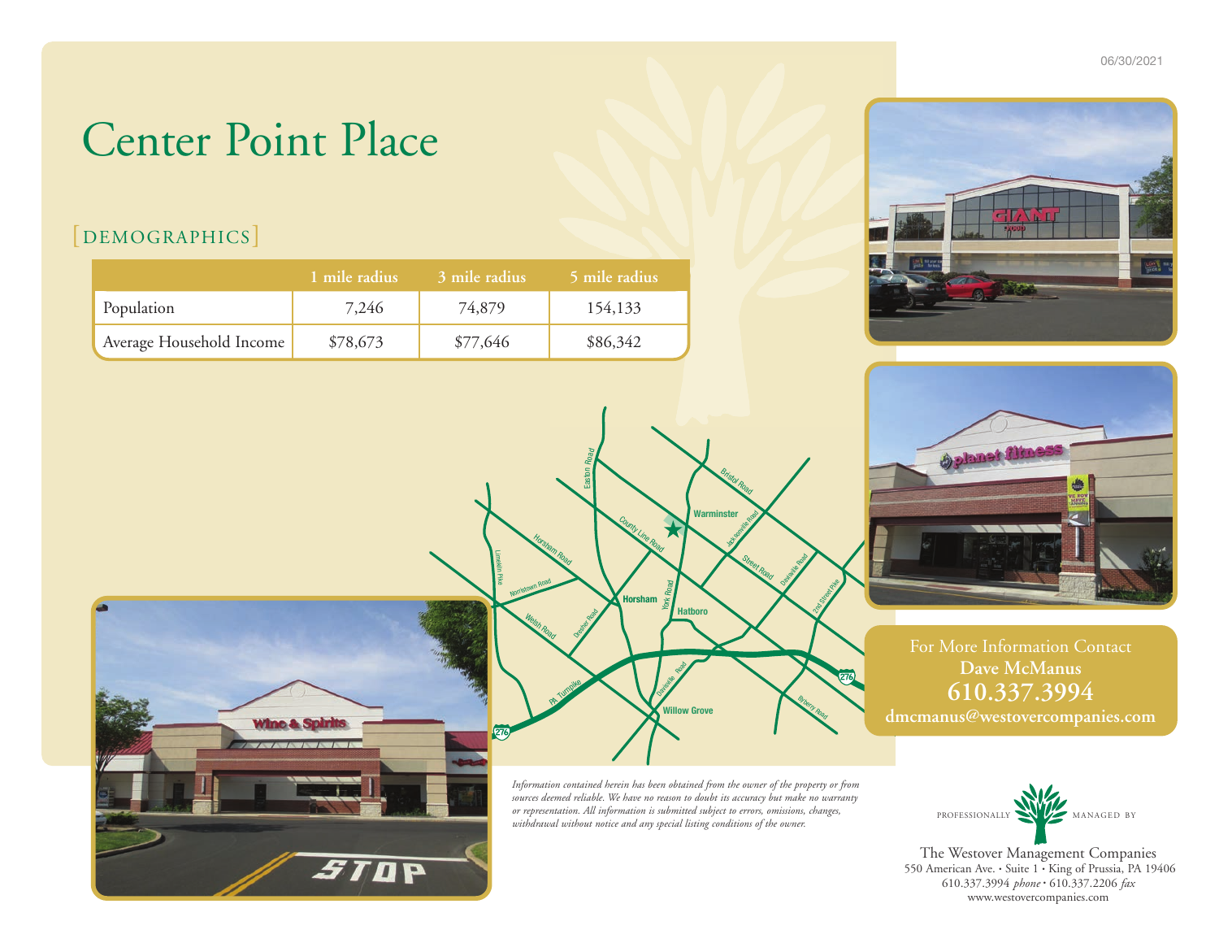06/30/2021

# Center Point Place

## [DEMOGRAPHICS]

| | 1 mile radius | 3 mile radius | 5 mile radius |
|---|---|---|---|
| Population | 7,246 | 74,879 | 154,133 |
| Average Household Income | $78,673 | $77,646 | $86,342 |

Easton Road
Bristol Road
Warminster
County Line Road
Jacksonville Road
Horsham Road
Street Road
Davisville Road
Limekiln Pike
Norristown Road
York Road
Horsham
Hatboro
2nd Street Pike
Welsh Road
Dresher Road
276
PA Turnpike
Davisville Road
Byberry Road
Willow Grove
276

For More Information Contact
**Dave McManus**
**610.337.3994**
**dmcmanus@westovercompanies.com**

*Information contained herein has been obtained from the owner of the property or from sources deemed reliable. We have no reason to doubt its accuracy but make no warranty or representation. All information is submitted subject to errors, omissions, changes, withdrawal without notice and any special listing conditions of the owner.*

PROFESSIONALLY MANAGED BY

The Westover Management Companies
550 American Ave. • Suite 1 • King of Prussia, PA 19406
610.337.3994 *phone* • 610.337.2206 *fax*
www.westovercompanies.com